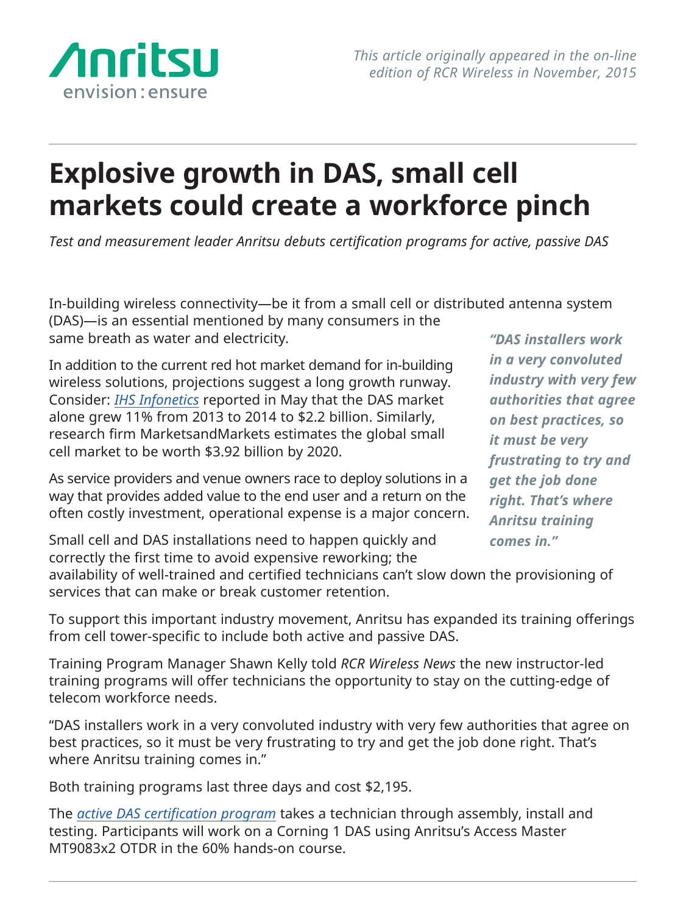This article originally appeared in the on-line edition of RCR Wireless in November, 2015

# Explosive growth in DAS, small cell markets could create a workforce pinch

*Test and measurement leader Anritsu debuts certification programs for active, passive DAS*

In-building wireless connectivity—be it from a small cell or distributed antenna system (DAS)—is an essential mentioned by many consumers in the same breath as water and electricity.

In addition to the current red hot market demand for in-building wireless solutions, projections suggest a long growth runway. Consider: *IHS Infonetics* reported in May that the DAS market alone grew 11% from 2013 to 2014 to $2.2 billion. Similarly, research firm MarketsandMarkets estimates the global small cell market to be worth $3.92 billion by 2020.

As service providers and venue owners race to deploy solutions in a way that provides added value to the end user and a return on the often costly investment, operational expense is a major concern.

Small cell and DAS installations need to happen quickly and correctly the first time to avoid expensive reworking; the availability of well-trained and certified technicians can't slow down the provisioning of services that can make or break customer retention.

***"DAS installers work in a very convoluted industry with very few authorities that agree on best practices, so it must be very frustrating to try and get the job done right. That's where Anritsu training comes in."***

To support this important industry movement, Anritsu has expanded its training offerings from cell tower-specific to include both active and passive DAS.

Training Program Manager Shawn Kelly told *RCR Wireless News* the new instructor-led training programs will offer technicians the opportunity to stay on the cutting-edge of telecom workforce needs.

"DAS installers work in a very convoluted industry with very few authorities that agree on best practices, so it must be very frustrating to try and get the job done right. That's where Anritsu training comes in."

Both training programs last three days and cost $2,195.

The *active DAS certification program* takes a technician through assembly, install and testing. Participants will work on a Corning 1 DAS using Anritsu's Access Master MT9083x2 OTDR in the 60% hands-on course.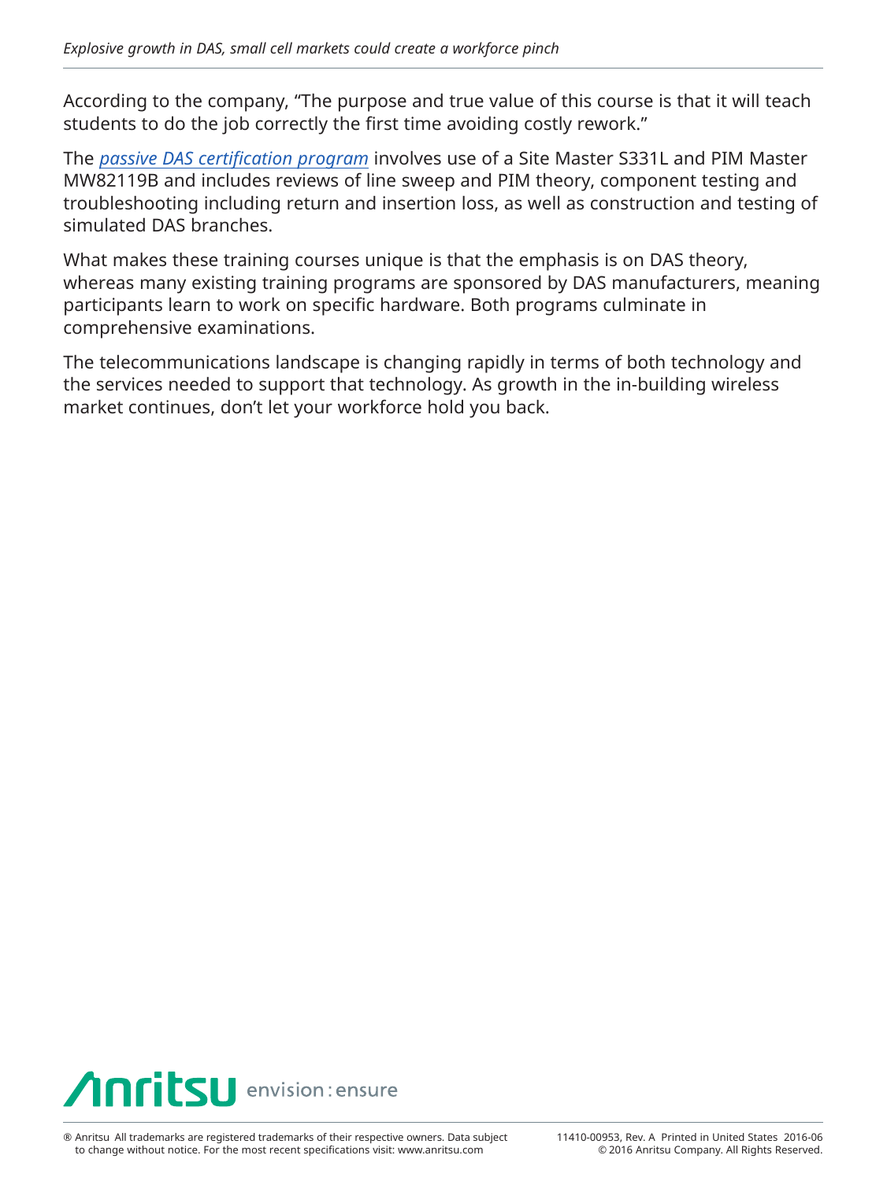According to the company, “The purpose and true value of this course is that it will teach students to do the job correctly the first time avoiding costly rework.”

The *passive DAS certification program* involves use of a Site Master S331L and PIM Master MW82119B and includes reviews of line sweep and PIM theory, component testing and troubleshooting including return and insertion loss, as well as construction and testing of simulated DAS branches.

What makes these training courses unique is that the emphasis is on DAS theory, whereas many existing training programs are sponsored by DAS manufacturers, meaning participants learn to work on specific hardware. Both programs culminate in comprehensive examinations.

The telecommunications landscape is changing rapidly in terms of both technology and the services needed to support that technology. As growth in the in-building wireless market continues, don’t let your workforce hold you back.

Anritsu envision : ensure

® Anritsu All trademarks are registered trademarks of their respective owners. Data subject to change without notice. For the most recent specifications visit: www.anritsu.com

11410-00953, Rev. A Printed in United States 2016-06
© 2016 Anritsu Company. All Rights Reserved.